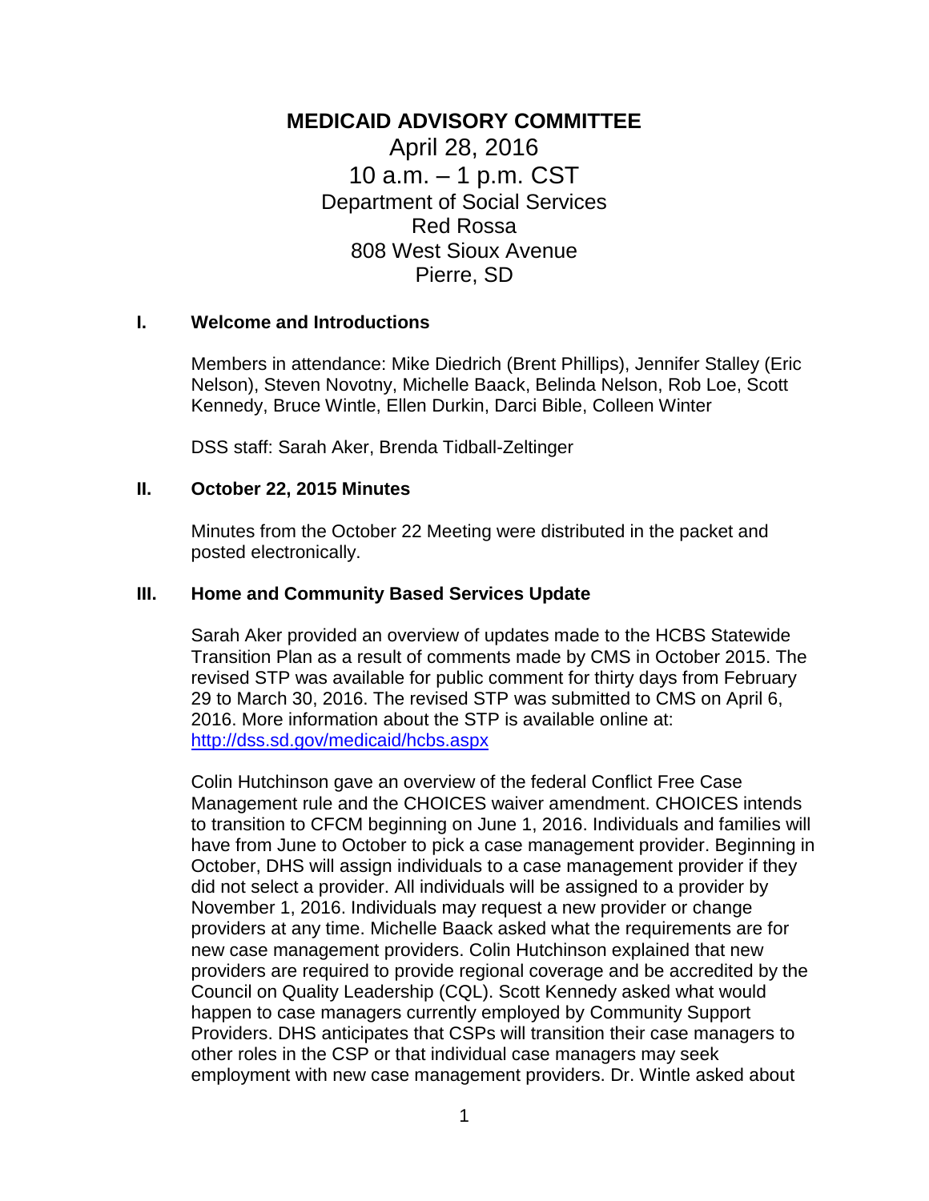# MEDICAID ADVISORY COMMITTEE

April 28, 2016
10 a.m. – 1 p.m. CST
Department of Social Services
Red Rossa
808 West Sioux Avenue
Pierre, SD

## I. Welcome and Introductions

Members in attendance: Mike Diedrich (Brent Phillips), Jennifer Stalley (Eric Nelson), Steven Novotny, Michelle Baack, Belinda Nelson, Rob Loe, Scott Kennedy, Bruce Wintle, Ellen Durkin, Darci Bible, Colleen Winter

DSS staff: Sarah Aker, Brenda Tidball-Zeltinger

## II. October 22, 2015 Minutes

Minutes from the October 22 Meeting were distributed in the packet and posted electronically.

## III. Home and Community Based Services Update

Sarah Aker provided an overview of updates made to the HCBS Statewide Transition Plan as a result of comments made by CMS in October 2015. The revised STP was available for public comment for thirty days from February 29 to March 30, 2016. The revised STP was submitted to CMS on April 6, 2016. More information about the STP is available online at: http://dss.sd.gov/medicaid/hcbs.aspx

Colin Hutchinson gave an overview of the federal Conflict Free Case Management rule and the CHOICES waiver amendment. CHOICES intends to transition to CFCM beginning on June 1, 2016. Individuals and families will have from June to October to pick a case management provider. Beginning in October, DHS will assign individuals to a case management provider if they did not select a provider. All individuals will be assigned to a provider by November 1, 2016. Individuals may request a new provider or change providers at any time. Michelle Baack asked what the requirements are for new case management providers. Colin Hutchinson explained that new providers are required to provide regional coverage and be accredited by the Council on Quality Leadership (CQL). Scott Kennedy asked what would happen to case managers currently employed by Community Support Providers. DHS anticipates that CSPs will transition their case managers to other roles in the CSP or that individual case managers may seek employment with new case management providers. Dr. Wintle asked about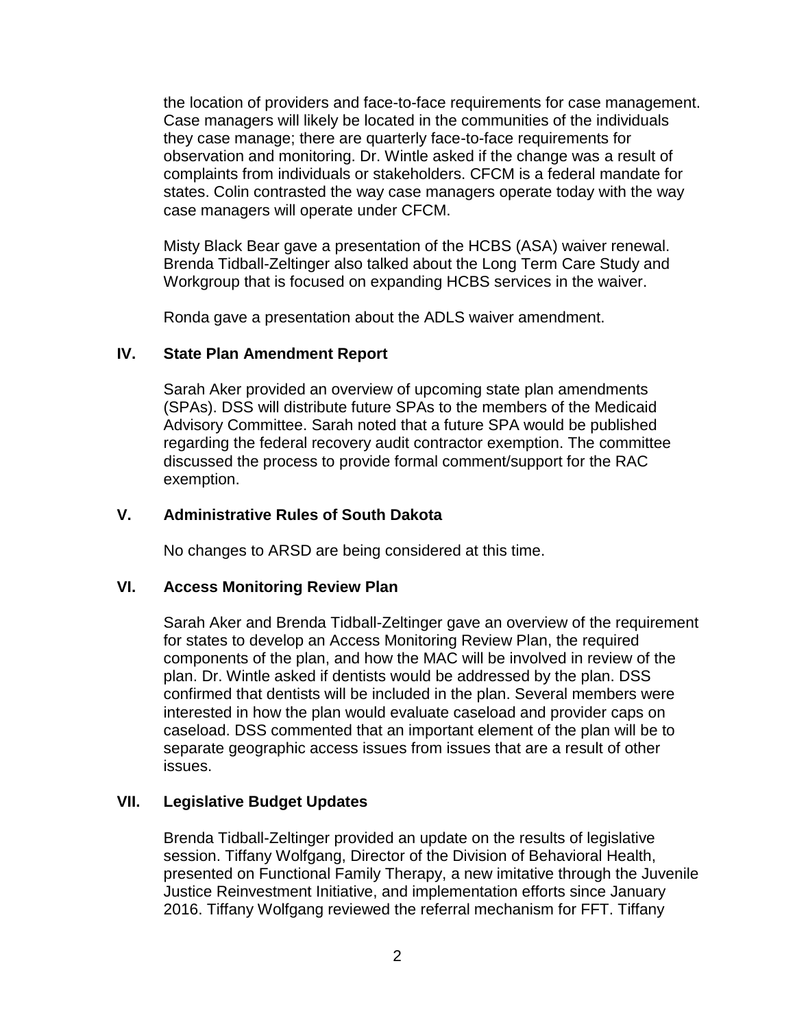the location of providers and face-to-face requirements for case management. Case managers will likely be located in the communities of the individuals they case manage; there are quarterly face-to-face requirements for observation and monitoring. Dr. Wintle asked if the change was a result of complaints from individuals or stakeholders. CFCM is a federal mandate for states. Colin contrasted the way case managers operate today with the way case managers will operate under CFCM.

Misty Black Bear gave a presentation of the HCBS (ASA) waiver renewal. Brenda Tidball-Zeltinger also talked about the Long Term Care Study and Workgroup that is focused on expanding HCBS services in the waiver.

Ronda gave a presentation about the ADLS waiver amendment.

## IV. State Plan Amendment Report

Sarah Aker provided an overview of upcoming state plan amendments (SPAs). DSS will distribute future SPAs to the members of the Medicaid Advisory Committee. Sarah noted that a future SPA would be published regarding the federal recovery audit contractor exemption. The committee discussed the process to provide formal comment/support for the RAC exemption.

## V. Administrative Rules of South Dakota

No changes to ARSD are being considered at this time.

## VI. Access Monitoring Review Plan

Sarah Aker and Brenda Tidball-Zeltinger gave an overview of the requirement for states to develop an Access Monitoring Review Plan, the required components of the plan, and how the MAC will be involved in review of the plan. Dr. Wintle asked if dentists would be addressed by the plan. DSS confirmed that dentists will be included in the plan. Several members were interested in how the plan would evaluate caseload and provider caps on caseload. DSS commented that an important element of the plan will be to separate geographic access issues from issues that are a result of other issues.

## VII. Legislative Budget Updates

Brenda Tidball-Zeltinger provided an update on the results of legislative session. Tiffany Wolfgang, Director of the Division of Behavioral Health, presented on Functional Family Therapy, a new imitative through the Juvenile Justice Reinvestment Initiative, and implementation efforts since January 2016. Tiffany Wolfgang reviewed the referral mechanism for FFT. Tiffany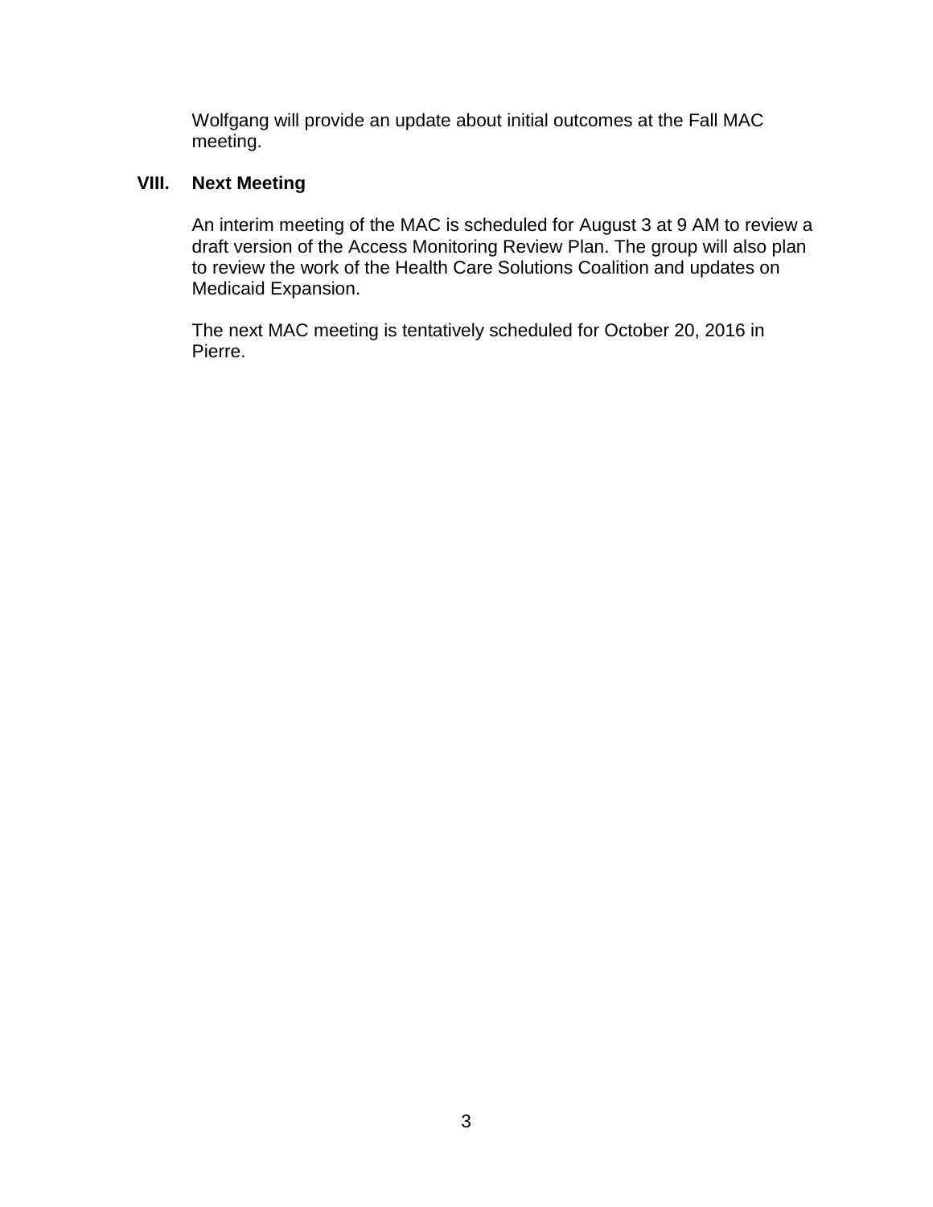Wolfgang will provide an update about initial outcomes at the Fall MAC meeting.

## VIII. Next Meeting

An interim meeting of the MAC is scheduled for August 3 at 9 AM to review a draft version of the Access Monitoring Review Plan. The group will also plan to review the work of the Health Care Solutions Coalition and updates on Medicaid Expansion.

The next MAC meeting is tentatively scheduled for October 20, 2016 in Pierre.